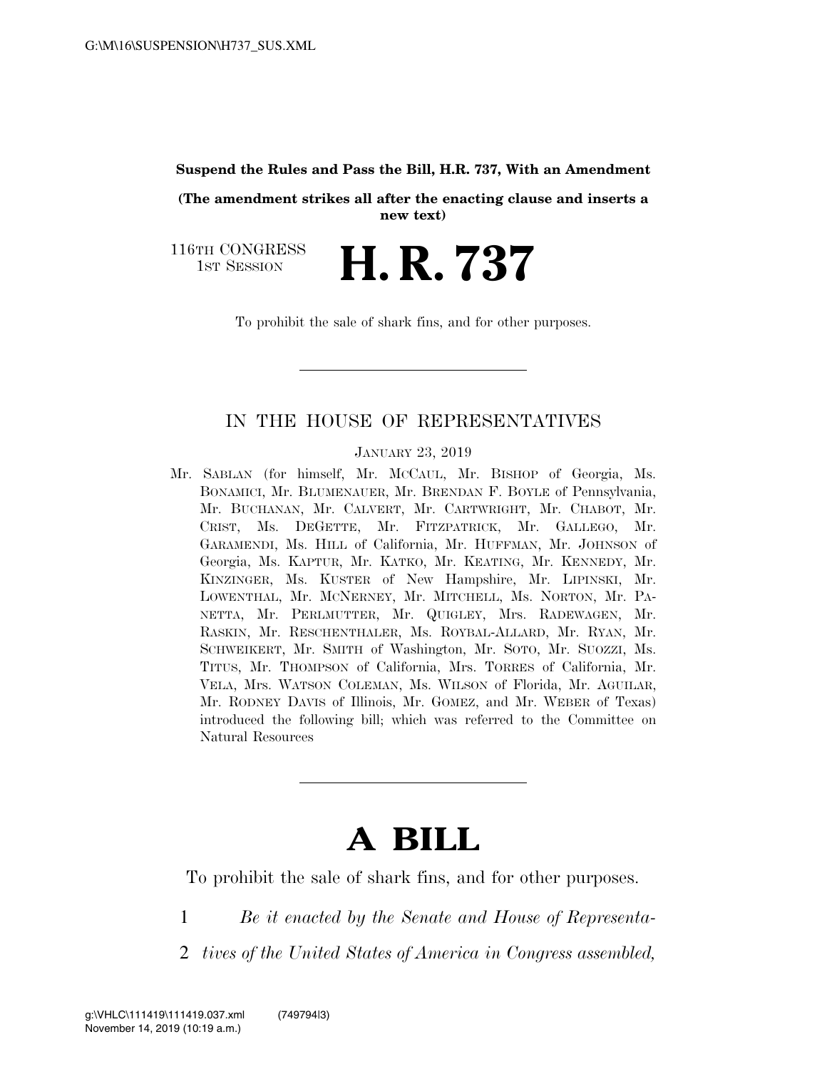**Suspend the Rules and Pass the Bill, H.R. 737, With an Amendment**

**(The amendment strikes all after the enacting clause and inserts a new text)**

116TH CONGRESS
1ST SESSION

# H. R. 737

To prohibit the sale of shark fins, and for other purposes.

---

## IN THE HOUSE OF REPRESENTATIVES

JANUARY 23, 2019

Mr. SABLAN (for himself, Mr. MCCAUL, Mr. BISHOP of Georgia, Ms. BONAMICI, Mr. BLUMENAUER, Mr. BRENDAN F. BOYLE of Pennsylvania, Mr. BUCHANAN, Mr. CALVERT, Mr. CARTWRIGHT, Mr. CHABOT, Mr. CRIST, Ms. DEGETTE, Mr. FITZPATRICK, Mr. GALLEGO, Mr. GARAMENDI, Ms. HILL of California, Mr. HUFFMAN, Mr. JOHNSON of Georgia, Ms. KAPTUR, Mr. KATKO, Mr. KEATING, Mr. KENNEDY, Mr. KINZINGER, Ms. KUSTER of New Hampshire, Mr. LIPINSKI, Mr. LOWENTHAL, Mr. MCNERNEY, Mr. MITCHELL, Ms. NORTON, Mr. PANETTA, Mr. PERLMUTTER, Mr. QUIGLEY, Mrs. RADEWAGEN, Mr. RASKIN, Mr. RESCHENTHALER, Ms. ROYBAL-ALLARD, Mr. RYAN, Mr. SCHWEIKERT, Mr. SMITH of Washington, Mr. SOTO, Mr. SUOZZI, Ms. TITUS, Mr. THOMPSON of California, Mrs. TORRES of California, Mr. VELA, Mrs. WATSON COLEMAN, Ms. WILSON of Florida, Mr. AGUILAR, Mr. RODNEY DAVIS of Illinois, Mr. GOMEZ, and Mr. WEBER of Texas) introduced the following bill; which was referred to the Committee on Natural Resources

---

# A BILL

To prohibit the sale of shark fins, and for other purposes.

1 *Be it enacted by the Senate and House of Representa-*
2 *tives of the United States of America in Congress assembled,*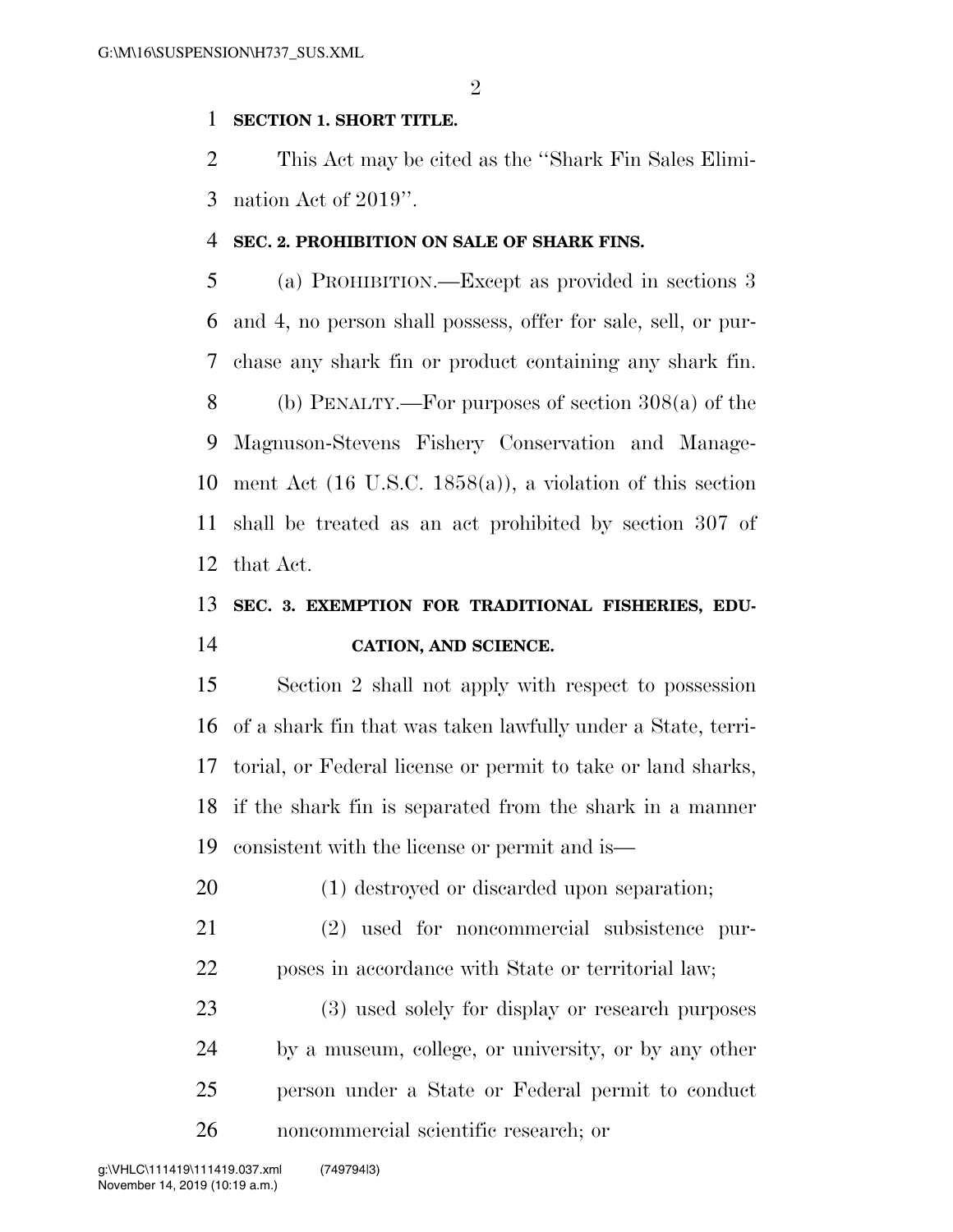**SECTION 1. SHORT TITLE.**

This Act may be cited as the "Shark Fin Sales Elimination Act of 2019".

**SEC. 2. PROHIBITION ON SALE OF SHARK FINS.**

(a) PROHIBITION.—Except as provided in sections 3 and 4, no person shall possess, offer for sale, sell, or purchase any shark fin or product containing any shark fin.

(b) PENALTY.—For purposes of section 308(a) of the Magnuson-Stevens Fishery Conservation and Management Act (16 U.S.C. 1858(a)), a violation of this section shall be treated as an act prohibited by section 307 of that Act.

**SEC. 3. EXEMPTION FOR TRADITIONAL FISHERIES, EDUCATION, AND SCIENCE.**

Section 2 shall not apply with respect to possession of a shark fin that was taken lawfully under a State, territorial, or Federal license or permit to take or land sharks, if the shark fin is separated from the shark in a manner consistent with the license or permit and is—

(1) destroyed or discarded upon separation;

(2) used for noncommercial subsistence purposes in accordance with State or territorial law;

(3) used solely for display or research purposes by a museum, college, or university, or by any other person under a State or Federal permit to conduct noncommercial scientific research; or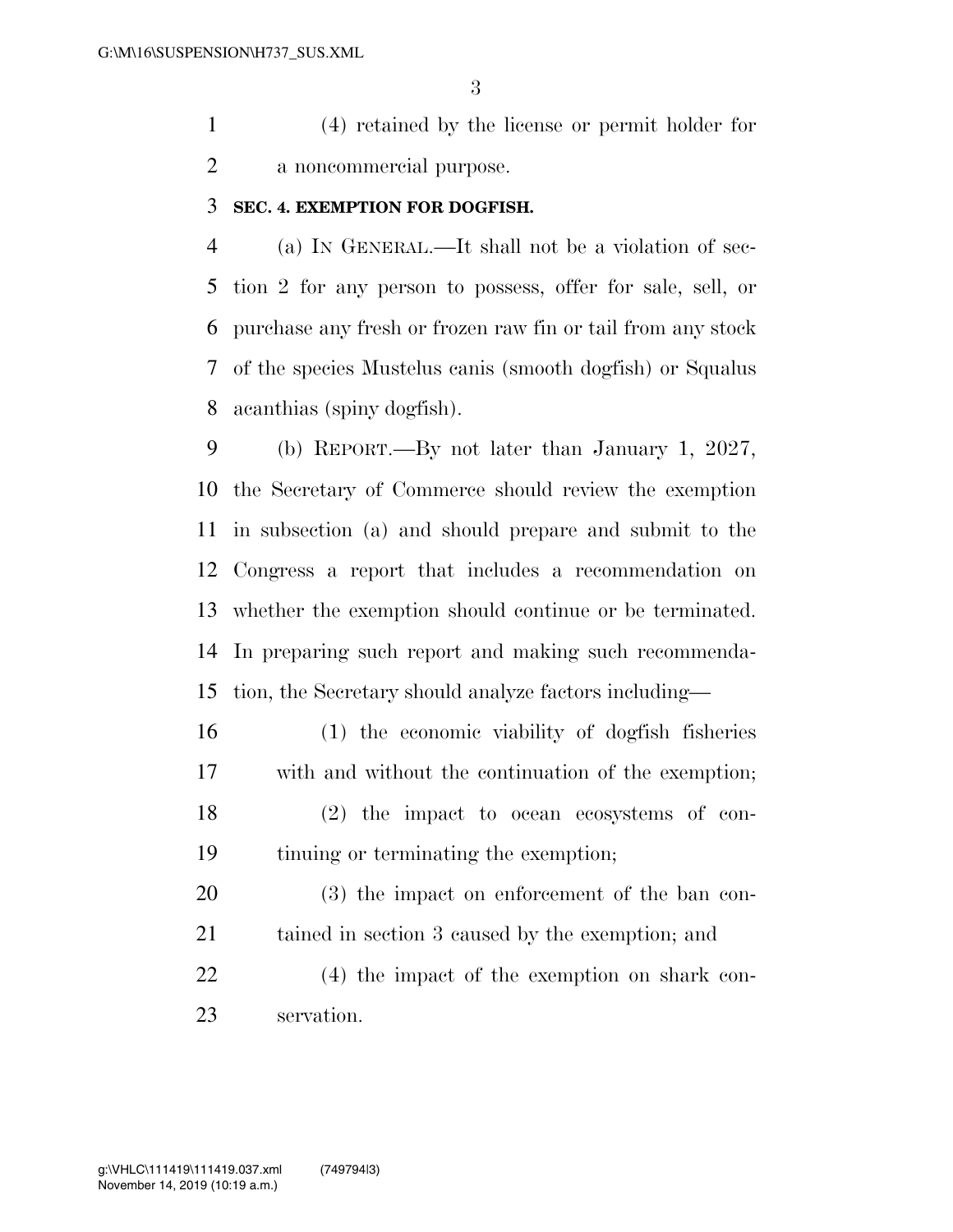(4) retained by the license or permit holder for a noncommercial purpose.

**SEC. 4. EXEMPTION FOR DOGFISH.**

(a) IN GENERAL.—It shall not be a violation of section 2 for any person to possess, offer for sale, sell, or purchase any fresh or frozen raw fin or tail from any stock of the species Mustelus canis (smooth dogfish) or Squalus acanthias (spiny dogfish).

(b) REPORT.—By not later than January 1, 2027, the Secretary of Commerce should review the exemption in subsection (a) and should prepare and submit to the Congress a report that includes a recommendation on whether the exemption should continue or be terminated. In preparing such report and making such recommendation, the Secretary should analyze factors including—

(1) the economic viability of dogfish fisheries with and without the continuation of the exemption;

(2) the impact to ocean ecosystems of continuing or terminating the exemption;

(3) the impact on enforcement of the ban contained in section 3 caused by the exemption; and

(4) the impact of the exemption on shark conservation.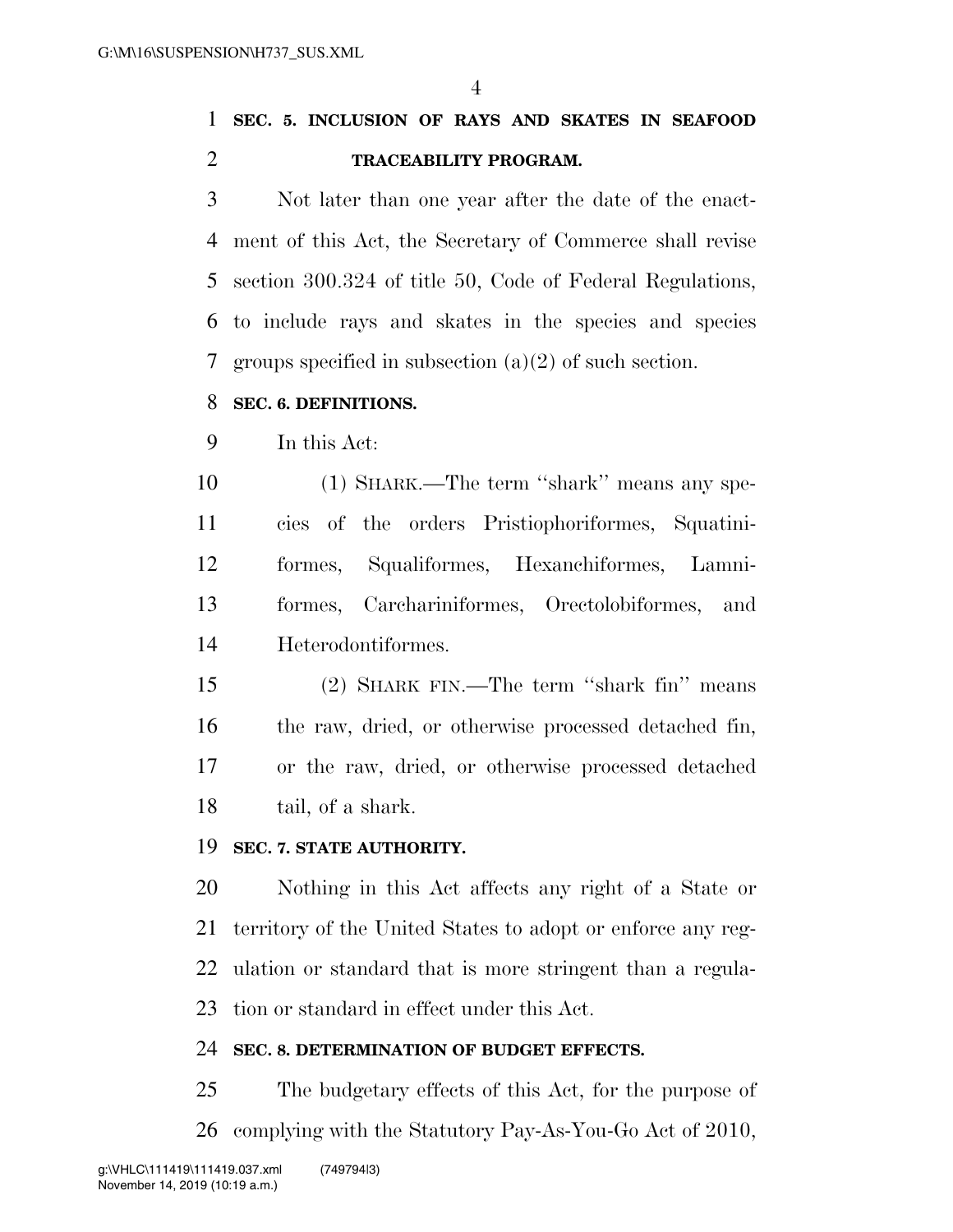**SEC. 5. INCLUSION OF RAYS AND SKATES IN SEAFOOD TRACEABILITY PROGRAM.**

Not later than one year after the date of the enactment of this Act, the Secretary of Commerce shall revise section 300.324 of title 50, Code of Federal Regulations, to include rays and skates in the species and species groups specified in subsection (a)(2) of such section.

**SEC. 6. DEFINITIONS.**

In this Act:

(1) SHARK.—The term ''shark'' means any species of the orders Pristiophoriformes, Squatiniformes, Squaliformes, Hexanchiformes, Lamniformes, Carchariniformes, Orectolobiformes, and Heterodontiformes.

(2) SHARK FIN.—The term ''shark fin'' means the raw, dried, or otherwise processed detached fin, or the raw, dried, or otherwise processed detached tail, of a shark.

**SEC. 7. STATE AUTHORITY.**

Nothing in this Act affects any right of a State or territory of the United States to adopt or enforce any regulation or standard that is more stringent than a regulation or standard in effect under this Act.

**SEC. 8. DETERMINATION OF BUDGET EFFECTS.**

The budgetary effects of this Act, for the purpose of complying with the Statutory Pay-As-You-Go Act of 2010,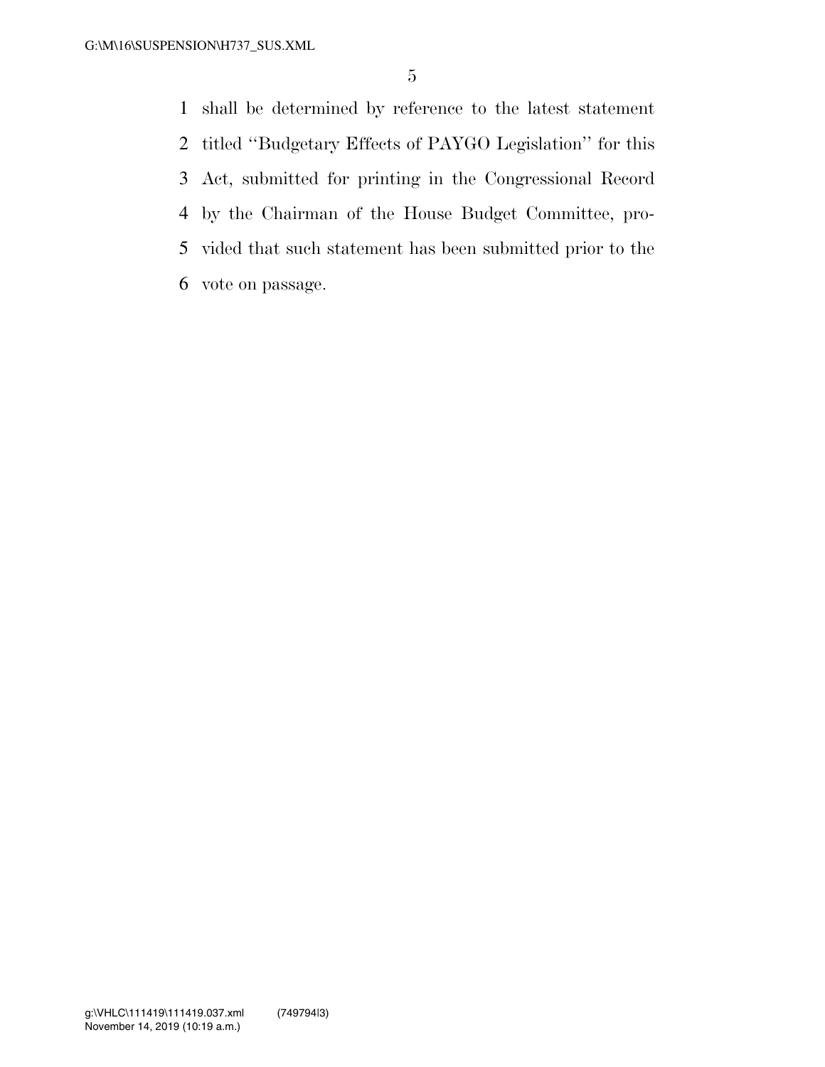shall be determined by reference to the latest statement titled "Budgetary Effects of PAYGO Legislation" for this Act, submitted for printing in the Congressional Record by the Chairman of the House Budget Committee, provided that such statement has been submitted prior to the vote on passage.